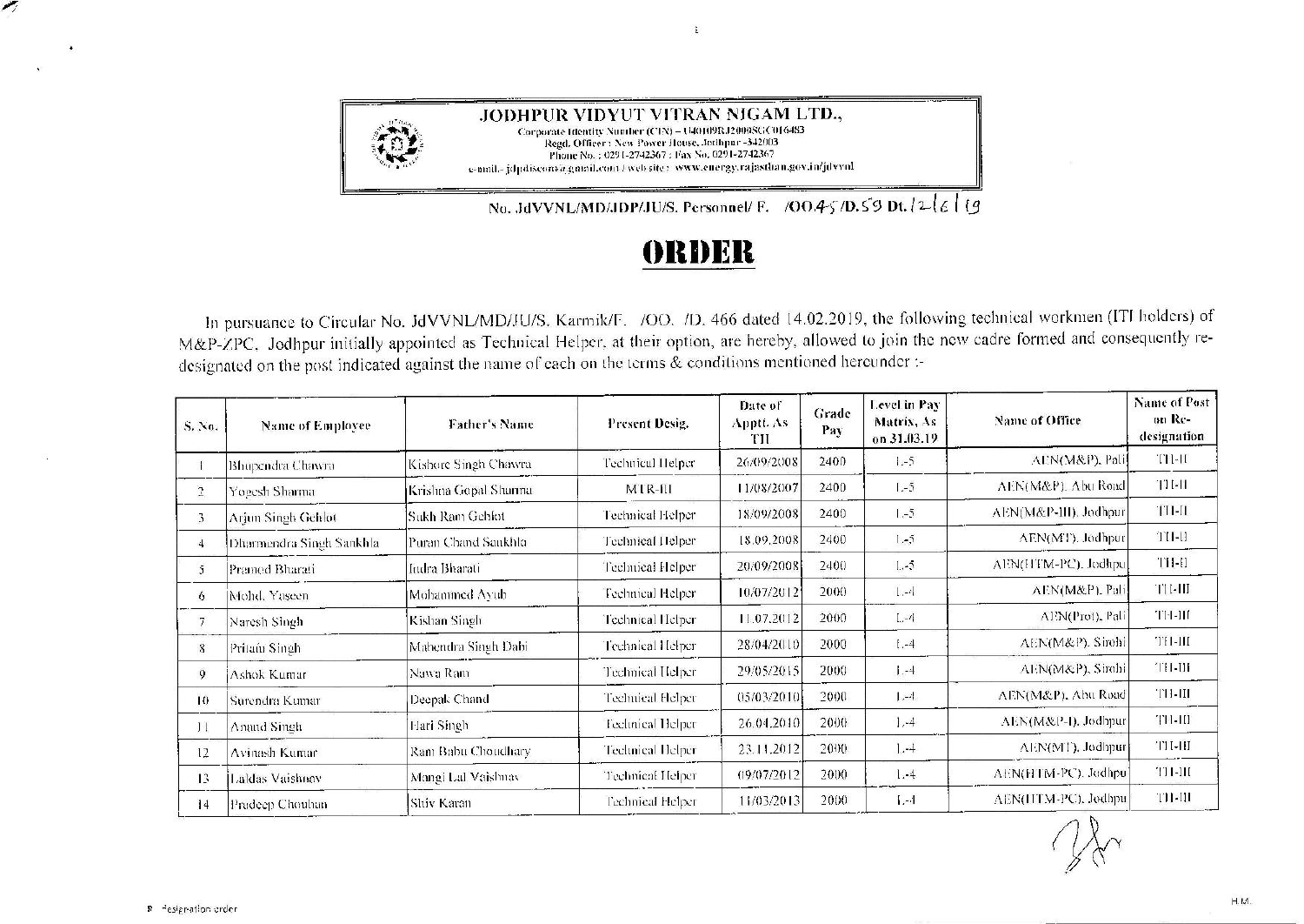# JODHPUR VIDYUT VITRAN NIGAM LTD.,

Corporate Identity Number (CIN) – U40109RJ2000SGC016483
Regd. Officer : New Power House, Jodhpur -342003
Phone No. : 0291-2742367 : Fax No. 0291-2742367
e-mail.- jdpdiscom@gmail.com / web site : www.energy.rajasthan.gov.in/jdvvnl

No. JdVVNL/MD/JDP/JU/S. Personnel/ F. /OO.45 /D.59 Dt. 12/6/19

# ORDER

In pursuance to Circular No. JdVVNL/MD/JU/S. Karmik/F. /OO. /D. 466 dated 14.02.2019, the following technical workmen (ITI holders) of M&P-ZPC, Jodhpur initially appointed as Technical Helper, at their option, are hereby, allowed to join the new cadre formed and consequently re-designated on the post indicated against the name of each on the terms & conditions mentioned hereunder :-

| S. No. | Name of Employee | Father's Name | Present Desig. | Date of Apptt. As TH | Grade Pay | Level in Pay Matrix, As on 31.03.19 | Name of Office | Name of Post on Re-designation |
|---|---|---|---|---|---|---|---|---|
| 1 | Bhupendra Chawra | Kishore Singh Chawra | Technical Helper | 26/09/2008 | 2400 | L-5 | AEN(M&P), Pali | TH-II |
| 2 | Yogesh Sharma | Krishna Gopal Sharma | MTR-III | 11/08/2007 | 2400 | L-5 | AEN(M&P), Abu Road | TH-II |
| 3 | Arjun Singh Gehlot | Sukh Ram Gehlot | Technical Helper | 18/09/2008 | 2400 | L-5 | AEN(M&P-III), Jodhpur | TH-II |
| 4 | Dharmendra Singh Sankhla | Puran Chand Sankhla | Technical Helper | 18.09.2008 | 2400 | L-5 | AEN(MT), Jodhpur | TH-II |
| 5 | Pramod Bharati | Indra Bharati | Technical Helper | 20/09/2008 | 2400 | L-5 | AEN(HTM-PC), Jodhpu | TH-II |
| 6 | Mohd. Yaseen | Mohammed Ayub | Technical Helper | 10/07/2012 | 2000 | L-4 | AEN(M&P), Pali | TH-III |
| 7 | Naresh Singh | Kishan Singh | Technical Helper | 11.07.2012 | 2000 | L-4 | AEN(Prot), Pali | TH-III |
| 8 | Pritam Singh | Mahendra Singh Dabi | Technical Helper | 28/04/2010 | 2000 | L-4 | AEN(M&P), Sirohi | TH-III |
| 9 | Ashok Kumar | Nawa Ram | Technical Helper | 29/05/2015 | 2000 | L-4 | AEN(M&P), Sirohi | TH-III |
| 10 | Surendra Kumar | Deepak Chand | Technical Helper | 05/03/2010 | 2000 | L-4 | AEN(M&P), Abu Road | TH-III |
| 11 | Anand Singh | Hari Singh | Technical Helper | 26.04.2010 | 2000 | L-4 | AEN(M&P-I), Jodhpur | TH-III |
| 12 | Avinash Kumar | Ram Babu Choudhary | Technical Helper | 23.11.2012 | 2000 | L-4 | AEN(MT), Jodhpur | TH-III |
| 13 | Laldas Vaishnav | Mangi Lal Vaishnav | Technical Helper | 09/07/2012 | 2000 | L-4 | AEN(HTM-PC), Jodhpu | TH-III |
| 14 | Pradeep Chouhan | Shiv Karan | Technical Helper | 11/03/2013 | 2000 | L-4 | AEN(HTM-PC), Jodhpu | TH-III |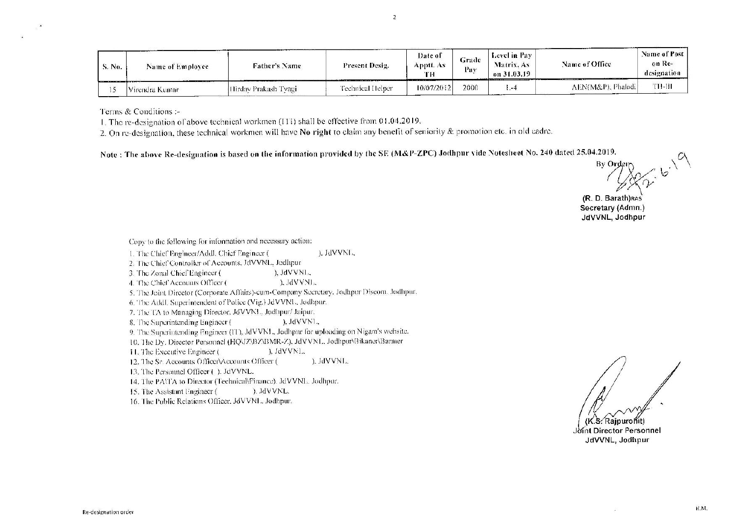| S. No. | Name of Employee | Father's Name | Present Desig. | Date of Apptt. As TH | Grade Pay | Level in Pay Matrix, As on 31.03.19 | Name of Office | Name of Post on Re-designation |
|---|---|---|---|---|---|---|---|---|
| 15 | Virendra Kumar | Hirday Prakash Tyagi | Technical Helper | 10/07/2012 | 2000 | L-4 | AEN(M&P), Phalodi | TH-III |

Terms & Conditions :-

1. The re-designation of above technical workmen (TH) shall be effective from 01.04.2019.
2. On re-designation, these technical workmen will have **No right** to claim any benefit of seniority & promotion etc. in old cadre.

**Note : The above Re-designation is based on the information provided by the SE (M&P-ZPC) Jodhpur vide Notesheet No. 240 dated 25.04.2019.**

By Order
12.6.19

**(R. D. Barath)RAS**
**Secretary (Admn.)**
**JdVVNL, Jodhpur**

Copy to the following for information and necessary action:

1. The Chief Engineer/Addl. Chief Engineer ( ), JdVVNL,
2. The Chief Controller of Accounts, JdVVNL, Jodhpur
3. The Zonal Chief Engineer ( ), JdVVNL,
4. The Chief Accounts Officer ( ), JdVVNL,
5. The Joint Director (Corporate Affairs)-cum-Company Secretary, Jodhpur Discom, Jodhpur.
6. The Addl. Superintendent of Police (Vig.) JdVVNL, Jodhpur.
7. The TA to Managing Director, JdVVNL, Jodhpur/ Jaipur.
8. The Superintending Engineer ( ), JdVVNL,
9. The Superintending Engineer (IT), JdVVNL, Jodhpur for uploading on Nigam's website.
10. The Dy. Director Personnel (HQ\JZ\BZ\BMR-Z), JdVVNL, Jodhpur\Bikaner\Barmer
11. The Executive Engineer ( ), JdVVNL,
12. The Sr. Accounts Officer\Accounts Officer ( ), JdVVNL,
13. The Personnel Officer ( ), JdVVNL,
14. The PA\TA to Director (Technical\Finance), JdVVNL, Jodhpur.
15. The Assistant Engineer ( ), JdVVNL,
16. The Public Relations Officer, JdVVNL, Jodhpur.

**(K.S. Rajpurohit)**
**Joint Director Personnel**
**JdVVNL, Jodhpur**